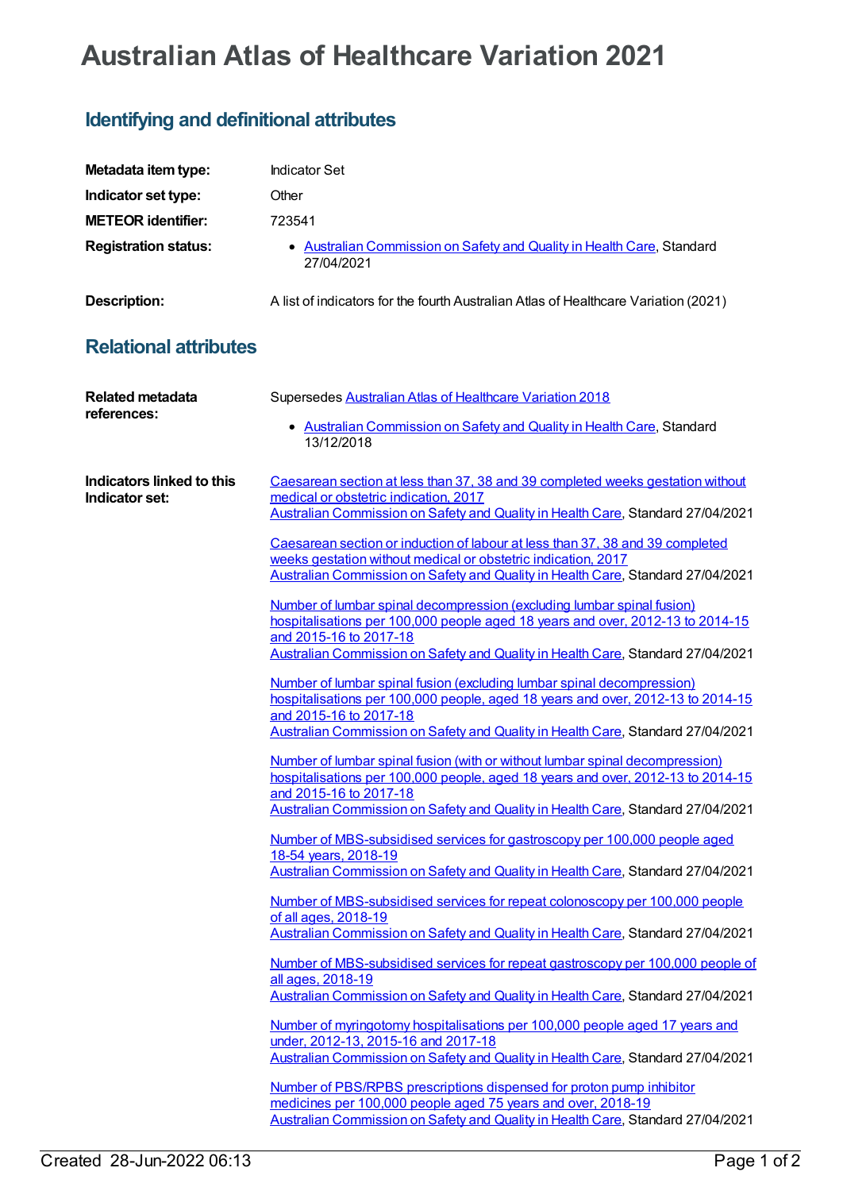# Australian Atlas of Healthcare Variation 2021

## Identifying and definitional attributes

| | |
|---|---|
| **Metadata item type:** | Indicator Set |
| **Indicator set type:** | Other |
| **METEOR identifier:** | 723541 |
| **Registration status:** | • Australian Commission on Safety and Quality in Health Care, Standard 27/04/2021 |
| **Description:** | A list of indicators for the fourth Australian Atlas of Healthcare Variation (2021) |

## Relational attributes

**Related metadata references:**

Supersedes Australian Atlas of Healthcare Variation 2018

- Australian Commission on Safety and Quality in Health Care, Standard 13/12/2018

**Indicators linked to this Indicator set:**

Caesarean section at less than 37, 38 and 39 completed weeks gestation without medical or obstetric indication, 2017
Australian Commission on Safety and Quality in Health Care, Standard 27/04/2021

Caesarean section or induction of labour at less than 37, 38 and 39 completed weeks gestation without medical or obstetric indication, 2017
Australian Commission on Safety and Quality in Health Care, Standard 27/04/2021

Number of lumbar spinal decompression (excluding lumbar spinal fusion) hospitalisations per 100,000 people aged 18 years and over, 2012-13 to 2014-15 and 2015-16 to 2017-18
Australian Commission on Safety and Quality in Health Care, Standard 27/04/2021

Number of lumbar spinal fusion (excluding lumbar spinal decompression) hospitalisations per 100,000 people, aged 18 years and over, 2012-13 to 2014-15 and 2015-16 to 2017-18
Australian Commission on Safety and Quality in Health Care, Standard 27/04/2021

Number of lumbar spinal fusion (with or without lumbar spinal decompression) hospitalisations per 100,000 people, aged 18 years and over, 2012-13 to 2014-15 and 2015-16 to 2017-18
Australian Commission on Safety and Quality in Health Care, Standard 27/04/2021

Number of MBS-subsidised services for gastroscopy per 100,000 people aged 18-54 years, 2018-19
Australian Commission on Safety and Quality in Health Care, Standard 27/04/2021

Number of MBS-subsidised services for repeat colonoscopy per 100,000 people of all ages, 2018-19
Australian Commission on Safety and Quality in Health Care, Standard 27/04/2021

Number of MBS-subsidised services for repeat gastroscopy per 100,000 people of all ages, 2018-19
Australian Commission on Safety and Quality in Health Care, Standard 27/04/2021

Number of myringotomy hospitalisations per 100,000 people aged 17 years and under, 2012-13, 2015-16 and 2017-18
Australian Commission on Safety and Quality in Health Care, Standard 27/04/2021

Number of PBS/RPBS prescriptions dispensed for proton pump inhibitor medicines per 100,000 people aged 75 years and over, 2018-19
Australian Commission on Safety and Quality in Health Care, Standard 27/04/2021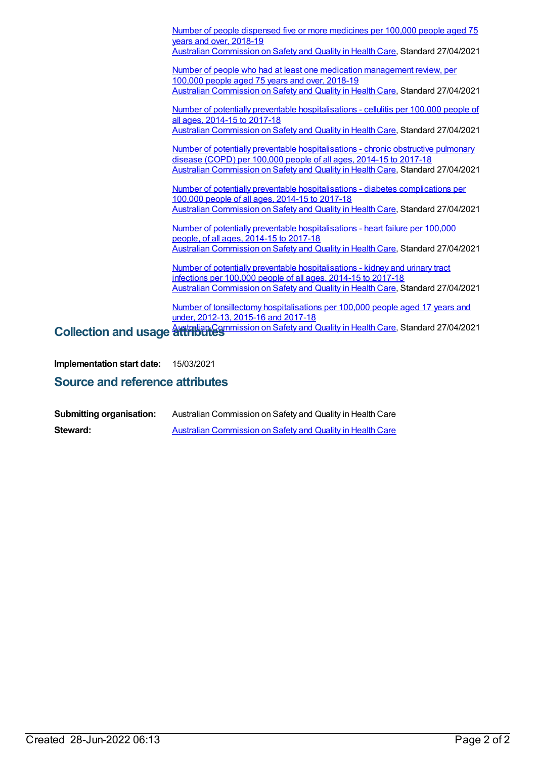Number of people dispensed five or more medicines per 100,000 people aged 75 years and over, 2018-19
Australian Commission on Safety and Quality in Health Care, Standard 27/04/2021

Number of people who had at least one medication management review, per 100,000 people aged 75 years and over, 2018-19
Australian Commission on Safety and Quality in Health Care, Standard 27/04/2021

Number of potentially preventable hospitalisations - cellulitis per 100,000 people of all ages, 2014-15 to 2017-18
Australian Commission on Safety and Quality in Health Care, Standard 27/04/2021

Number of potentially preventable hospitalisations - chronic obstructive pulmonary disease (COPD) per 100,000 people of all ages, 2014-15 to 2017-18
Australian Commission on Safety and Quality in Health Care, Standard 27/04/2021

Number of potentially preventable hospitalisations - diabetes complications per 100,000 people of all ages, 2014-15 to 2017-18
Australian Commission on Safety and Quality in Health Care, Standard 27/04/2021

Number of potentially preventable hospitalisations - heart failure per 100,000 people, of all ages, 2014-15 to 2017-18
Australian Commission on Safety and Quality in Health Care, Standard 27/04/2021

Number of potentially preventable hospitalisations - kidney and urinary tract infections per 100,000 people of all ages, 2014-15 to 2017-18
Australian Commission on Safety and Quality in Health Care, Standard 27/04/2021

Number of tonsillectomy hospitalisations per 100,000 people aged 17 years and under, 2012-13, 2015-16 and 2017-18
Australian Commission on Safety and Quality in Health Care, Standard 27/04/2021

## Collection and usage attributes

**Implementation start date:** 15/03/2021

## Source and reference attributes

**Submitting organisation:** Australian Commission on Safety and Quality in Health Care

**Steward:** Australian Commission on Safety and Quality in Health Care